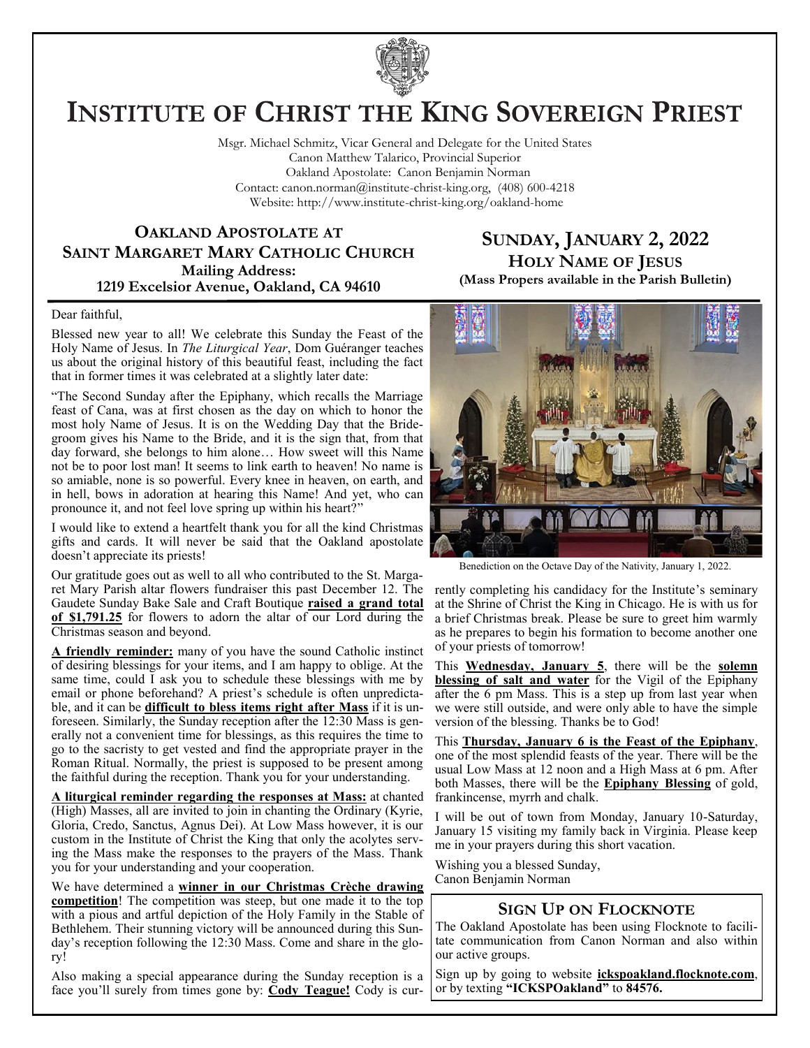# Institute of Christ the King Sovereign Priest

Msgr. Michael Schmitz, Vicar General and Delegate for the United States
Canon Matthew Talarico, Provincial Superior
Oakland Apostolate: Canon Benjamin Norman
Contact: canon.norman@institute-christ-king.org, (408) 600-4218
Website: http://www.institute-christ-king.org/oakland-home

## Oakland Apostolate at Saint Margaret Mary Catholic Church

**Mailing Address:**
**1219 Excelsior Avenue, Oakland, CA 94610**

## Sunday, January 2, 2022

### Holy Name of Jesus

**(Mass Propers available in the Parish Bulletin)**

Dear faithful,

Blessed new year to all! We celebrate this Sunday the Feast of the Holy Name of Jesus. In *The Liturgical Year*, Dom Guéranger teaches us about the original history of this beautiful feast, including the fact that in former times it was celebrated at a slightly later date:

"The Second Sunday after the Epiphany, which recalls the Marriage feast of Cana, was at first chosen as the day on which to honor the most holy Name of Jesus. It is on the Wedding Day that the Bridegroom gives his Name to the Bride, and it is the sign that, from that day forward, she belongs to him alone… How sweet will this Name not be to poor lost man! It seems to link earth to heaven! No name is so amiable, none is so powerful. Every knee in heaven, on earth, and in hell, bows in adoration at hearing this Name! And yet, who can pronounce it, and not feel love spring up within his heart?"

I would like to extend a heartfelt thank you for all the kind Christmas gifts and cards. It will never be said that the Oakland apostolate doesn't appreciate its priests!

Our gratitude goes out as well to all who contributed to the St. Margaret Mary Parish altar flowers fundraiser this past December 12. The Gaudete Sunday Bake Sale and Craft Boutique **raised a grand total of $1,791.25** for flowers to adorn the altar of our Lord during the Christmas season and beyond.

**A friendly reminder:** many of you have the sound Catholic instinct of desiring blessings for your items, and I am happy to oblige. At the same time, could I ask you to schedule these blessings with me by email or phone beforehand? A priest's schedule is often unpredictable, and it can be **difficult to bless items right after Mass** if it is unforeseen. Similarly, the Sunday reception after the 12:30 Mass is generally not a convenient time for blessings, as this requires the time to go to the sacristy to get vested and find the appropriate prayer in the Roman Ritual. Normally, the priest is supposed to be present among the faithful during the reception. Thank you for your understanding.

**A liturgical reminder regarding the responses at Mass:** at chanted (High) Masses, all are invited to join in chanting the Ordinary (Kyrie, Gloria, Credo, Sanctus, Agnus Dei). At Low Mass however, it is our custom in the Institute of Christ the King that only the acolytes serving the Mass make the responses to the prayers of the Mass. Thank you for your understanding and your cooperation.

We have determined a **winner in our Christmas Crèche drawing competition**! The competition was steep, but one made it to the top with a pious and artful depiction of the Holy Family in the Stable of Bethlehem. Their stunning victory will be announced during this Sunday's reception following the 12:30 Mass. Come and share in the glory!

Also making a special appearance during the Sunday reception is a face you'll surely from times gone by: **Cody Teague!** Cody is currently completing his candidacy for the Institute's seminary at the Shrine of Christ the King in Chicago. He is with us for a brief Christmas break. Please be sure to greet him warmly as he prepares to begin his formation to become another one of your priests of tomorrow!

Benediction on the Octave Day of the Nativity, January 1, 2022.

This **Wednesday, January 5**, there will be the **solemn blessing of salt and water** for the Vigil of the Epiphany after the 6 pm Mass. This is a step up from last year when we were still outside, and were only able to have the simple version of the blessing. Thanks be to God!

This **Thursday, January 6 is the Feast of the Epiphany**, one of the most splendid feasts of the year. There will be the usual Low Mass at 12 noon and a High Mass at 6 pm. After both Masses, there will be the **Epiphany Blessing** of gold, frankincense, myrrh and chalk.

I will be out of town from Monday, January 10-Saturday, January 15 visiting my family back in Virginia. Please keep me in your prayers during this short vacation.

Wishing you a blessed Sunday,
Canon Benjamin Norman

## Sign Up on Flocknote

The Oakland Apostolate has been using Flocknote to facilitate communication from Canon Norman and also within our active groups.

Sign up by going to website **ickspoakland.flocknote.com**, or by texting **"ICKSPOakland"** to **84576.**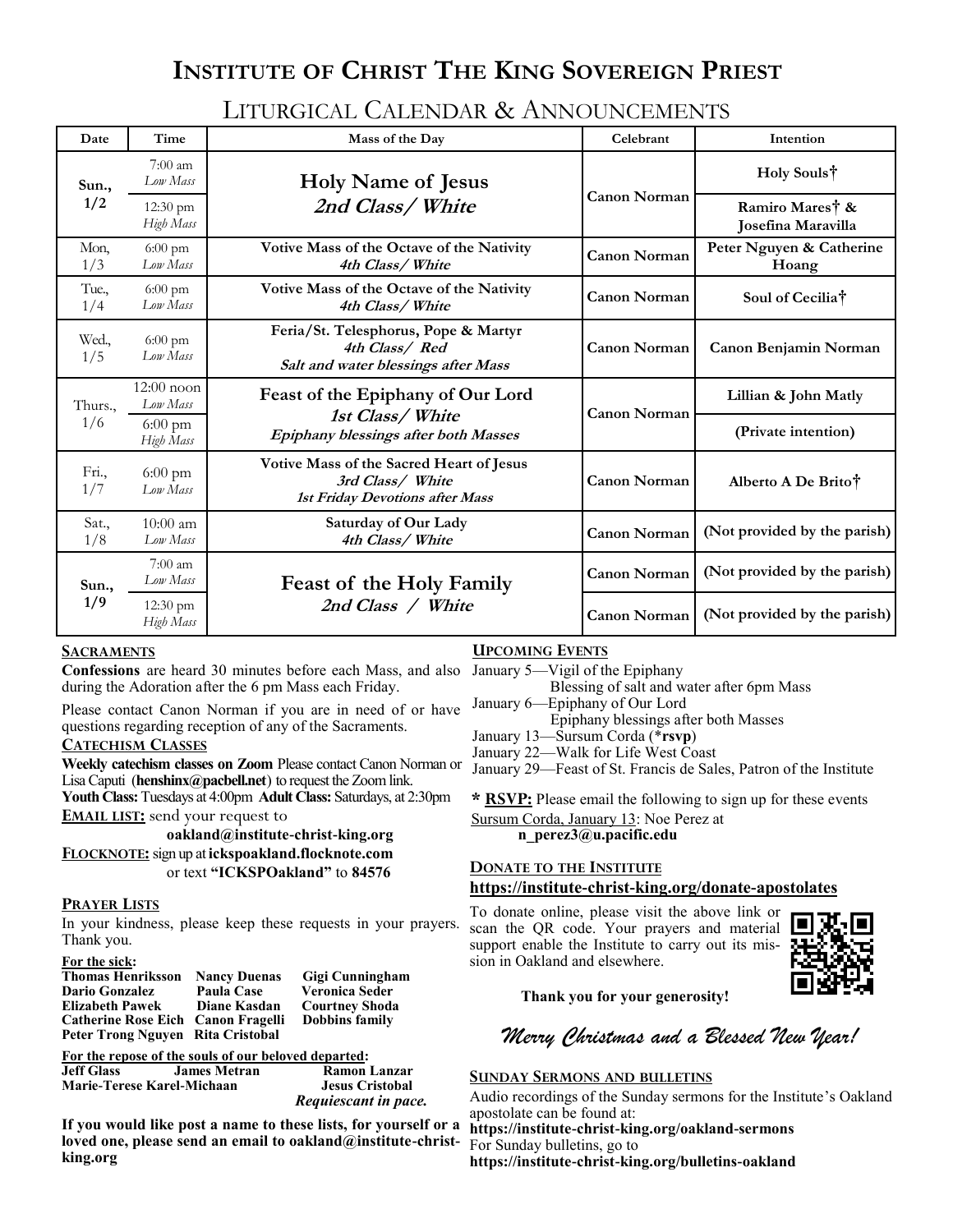# INSTITUTE OF CHRIST THE KING SOVEREIGN PRIEST

## LITURGICAL CALENDAR & ANNOUNCEMENTS

| Date | Time | Mass of the Day | Celebrant | Intention |
|---|---|---|---|---|
| **Sun., 1/2** | 7:00 am *Low Mass* | **Holy Name of Jesus** ***2nd Class/ White*** | **Canon Norman** | **Holy Souls†** |
| | 12:30 pm *High Mass* | | | **Ramiro Mares† & Josefina Maravilla** |
| Mon, 1/3 | 6:00 pm *Low Mass* | **Votive Mass of the Octave of the Nativity** ***4th Class/ White*** | **Canon Norman** | **Peter Nguyen & Catherine Hoang** |
| Tue., 1/4 | 6:00 pm *Low Mass* | **Votive Mass of the Octave of the Nativity** ***4th Class/ White*** | **Canon Norman** | **Soul of Cecilia†** |
| Wed., 1/5 | 6:00 pm *Low Mass* | **Feria/St. Telesphorus, Pope & Martyr** ***4th Class/ Red*** ***Salt and water blessings after Mass*** | **Canon Norman** | **Canon Benjamin Norman** |
| Thurs., 1/6 | 12:00 noon *Low Mass* | **Feast of the Epiphany of Our Lord** ***1st Class/ White*** ***Epiphany blessings after both Masses*** | **Canon Norman** | **Lillian & John Matly** |
| | 6:00 pm *High Mass* | | | **(Private intention)** |
| Fri., 1/7 | 6:00 pm *Low Mass* | **Votive Mass of the Sacred Heart of Jesus** ***3rd Class/ White*** ***1st Friday Devotions after Mass*** | **Canon Norman** | **Alberto A De Brito†** |
| Sat., 1/8 | 10:00 am *Low Mass* | **Saturday of Our Lady** ***4th Class/ White*** | **Canon Norman** | **(Not provided by the parish)** |
| **Sun., 1/9** | 7:00 am *Low Mass* | **Feast of the Holy Family** ***2nd Class / White*** | **Canon Norman** | **(Not provided by the parish)** |
| | 12:30 pm *High Mass* | | **Canon Norman** | **(Not provided by the parish)** |

**SACRAMENTS**

**Confessions** are heard 30 minutes before each Mass, and also during the Adoration after the 6 pm Mass each Friday.

Please contact Canon Norman if you are in need of or have questions regarding reception of any of the Sacraments.

**CATECHISM CLASSES**

**Weekly catechism classes on Zoom** Please contact Canon Norman or Lisa Caputi (**henshinx@pacbell.net**) to request the Zoom link.
**Youth Class:** Tuesdays at 4:00pm **Adult Class:** Saturdays, at 2:30pm

**EMAIL LIST:** send your request to **oakland@institute-christ-king.org**

**FLOCKNOTE:** sign up at **ickspoakland.flocknote.com** or text **"ICKSPOakland"** to **84576**

**PRAYER LISTS**

In your kindness, please keep these requests in your prayers. Thank you.

**For the sick:**

**Thomas Henriksson, Nancy Duenas, Gigi Cunningham, Dario Gonzalez, Paula Case, Veronica Seder, Elizabeth Pawek, Diane Kasdan, Courtney Shoda, Catherine Rose Eich, Canon Fragelli, Dobbins family, Peter Trong Nguyen, Rita Cristobal**

**For the repose of the souls of our beloved departed:**

**Jeff Glass, James Metran, Ramon Lanzar, Marie-Terese Karel-Michaan, Jesus Cristobal**

***Requiescant in pace.***

**If you would like post a name to these lists, for yourself or a loved one, please send an email to oakland@institute-christ-king.org**

**UPCOMING EVENTS**

January 5—Vigil of the Epiphany
Blessing of salt and water after 6pm Mass
January 6—Epiphany of Our Lord
Epiphany blessings after both Masses
January 13—Sursum Corda (***rsvp**)
January 22—Walk for Life West Coast
January 29—Feast of St. Francis de Sales, Patron of the Institute

**\* RSVP:** Please email the following to sign up for these events

Sursum Corda, January 13: Noe Perez at **n_perez3@u.pacific.edu**

**DONATE TO THE INSTITUTE**

**https://institute-christ-king.org/donate-apostolates**

To donate online, please visit the above link or scan the QR code. Your prayers and material support enable the Institute to carry out its mission in Oakland and elsewhere.

**Thank you for your generosity!**

*Merry Christmas and a Blessed New Year!*

**SUNDAY SERMONS AND BULLETINS**

Audio recordings of the Sunday sermons for the Institute's Oakland apostolate can be found at:
**https://institute-christ-king.org/oakland-sermons**
For Sunday bulletins, go to
**https://institute-christ-king.org/bulletins-oakland**